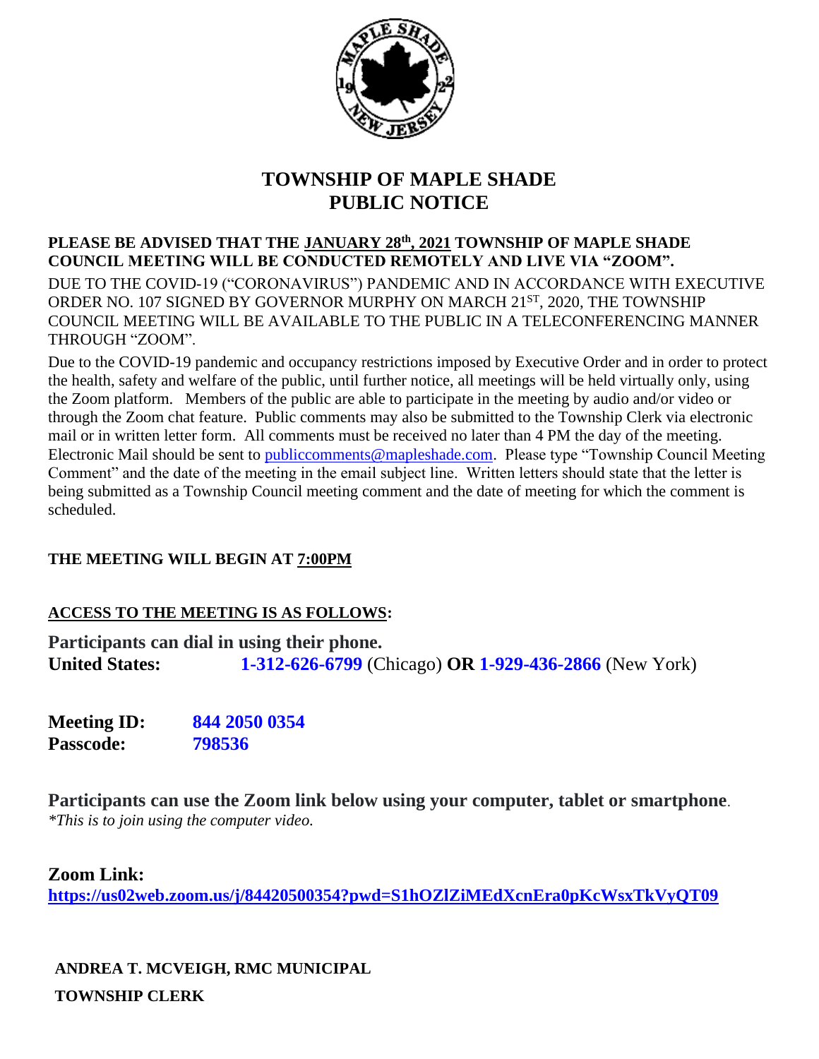# TOWNSHIP OF MAPLE SHADE
# PUBLIC NOTICE

**PLEASE BE ADVISED THAT THE JANUARY 28th, 2021 TOWNSHIP OF MAPLE SHADE COUNCIL MEETING WILL BE CONDUCTED REMOTELY AND LIVE VIA "ZOOM".**

DUE TO THE COVID-19 ("CORONAVIRUS") PANDEMIC AND IN ACCORDANCE WITH EXECUTIVE ORDER NO. 107 SIGNED BY GOVERNOR MURPHY ON MARCH 21ST, 2020, THE TOWNSHIP COUNCIL MEETING WILL BE AVAILABLE TO THE PUBLIC IN A TELECONFERENCING MANNER THROUGH "ZOOM".

Due to the COVID-19 pandemic and occupancy restrictions imposed by Executive Order and in order to protect the health, safety and welfare of the public, until further notice, all meetings will be held virtually only, using the Zoom platform. Members of the public are able to participate in the meeting by audio and/or video or through the Zoom chat feature. Public comments may also be submitted to the Township Clerk via electronic mail or in written letter form. All comments must be received no later than 4 PM the day of the meeting. Electronic Mail should be sent to publiccomments@mapleshade.com. Please type "Township Council Meeting Comment" and the date of the meeting in the email subject line. Written letters should state that the letter is being submitted as a Township Council meeting comment and the date of meeting for which the comment is scheduled.

**THE MEETING WILL BEGIN AT 7:00PM**

**ACCESS TO THE MEETING IS AS FOLLOWS:**

**Participants can dial in using their phone.**
**United States:** **1-312-626-6799** (Chicago) **OR** **1-929-436-2866** (New York)

**Meeting ID:** **844 2050 0354**
**Passcode:** **798536**

**Participants can use the Zoom link below using your computer, tablet or smartphone**.
*\*This is to join using the computer video.*

**Zoom Link:**
**https://us02web.zoom.us/j/84420500354?pwd=S1hOZlZiMEdXcnEra0pKcWsxTkVyQT09**

**ANDREA T. MCVEIGH, RMC MUNICIPAL**
**TOWNSHIP CLERK**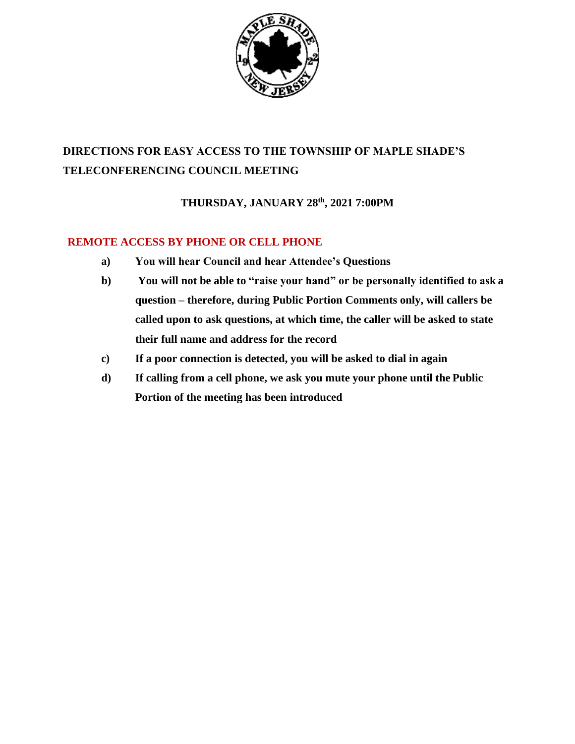## DIRECTIONS FOR EASY ACCESS TO THE TOWNSHIP OF MAPLE SHADE'S TELECONFERENCING COUNCIL MEETING

**THURSDAY, JANUARY 28th, 2021 7:00PM**

### REMOTE ACCESS BY PHONE OR CELL PHONE

a) **You will hear Council and hear Attendee's Questions**

b) **You will not be able to "raise your hand" or be personally identified to ask a question – therefore, during Public Portion Comments only, will callers be called upon to ask questions, at which time, the caller will be asked to state their full name and address for the record**

c) **If a poor connection is detected, you will be asked to dial in again**

d) **If calling from a cell phone, we ask you mute your phone until the Public Portion of the meeting has been introduced**